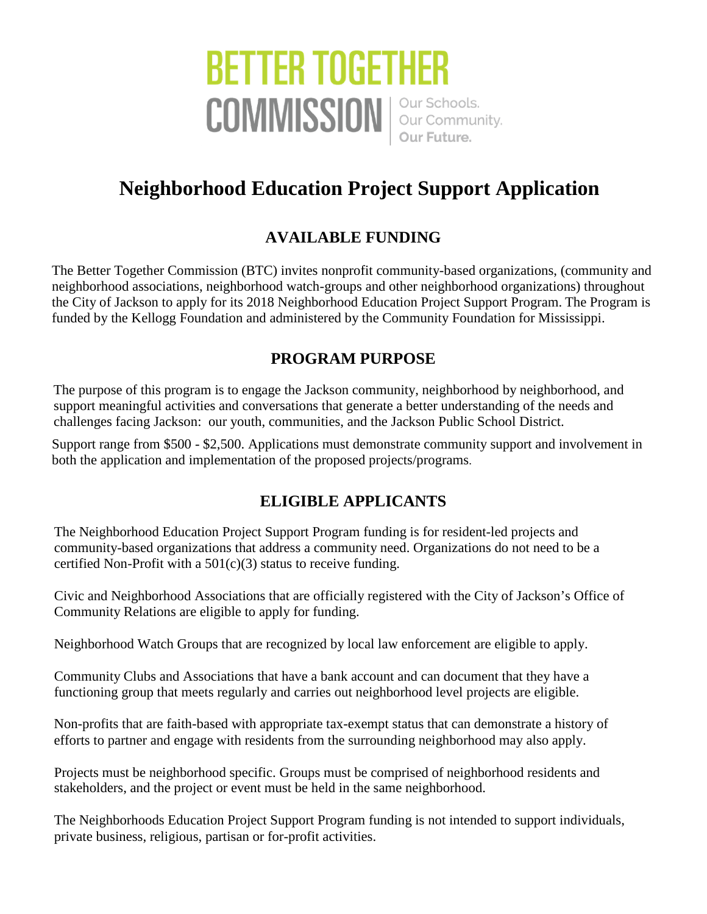BETTER TOGETHER
COMMISSION | Our Schools. Our Community. **Our Future.**

# Neighborhood Education Project Support Application

## AVAILABLE FUNDING

The Better Together Commission (BTC) invites nonprofit community-based organizations, (community and neighborhood associations, neighborhood watch-groups and other neighborhood organizations) throughout the City of Jackson to apply for its 2018 Neighborhood Education Project Support Program. The Program is funded by the Kellogg Foundation and administered by the Community Foundation for Mississippi.

## PROGRAM PURPOSE

The purpose of this program is to engage the Jackson community, neighborhood by neighborhood, and support meaningful activities and conversations that generate a better understanding of the needs and challenges facing Jackson: our youth, communities, and the Jackson Public School District.

Support range from $500 - $2,500. Applications must demonstrate community support and involvement in both the application and implementation of the proposed projects/programs.

## ELIGIBLE APPLICANTS

The Neighborhood Education Project Support Program funding is for resident-led projects and community-based organizations that address a community need. Organizations do not need to be a certified Non-Profit with a 501(c)(3) status to receive funding.

Civic and Neighborhood Associations that are officially registered with the City of Jackson's Office of Community Relations are eligible to apply for funding.

Neighborhood Watch Groups that are recognized by local law enforcement are eligible to apply.

Community Clubs and Associations that have a bank account and can document that they have a functioning group that meets regularly and carries out neighborhood level projects are eligible.

Non-profits that are faith-based with appropriate tax-exempt status that can demonstrate a history of efforts to partner and engage with residents from the surrounding neighborhood may also apply.

Projects must be neighborhood specific. Groups must be comprised of neighborhood residents and stakeholders, and the project or event must be held in the same neighborhood.

The Neighborhoods Education Project Support Program funding is not intended to support individuals, private business, religious, partisan or for-profit activities.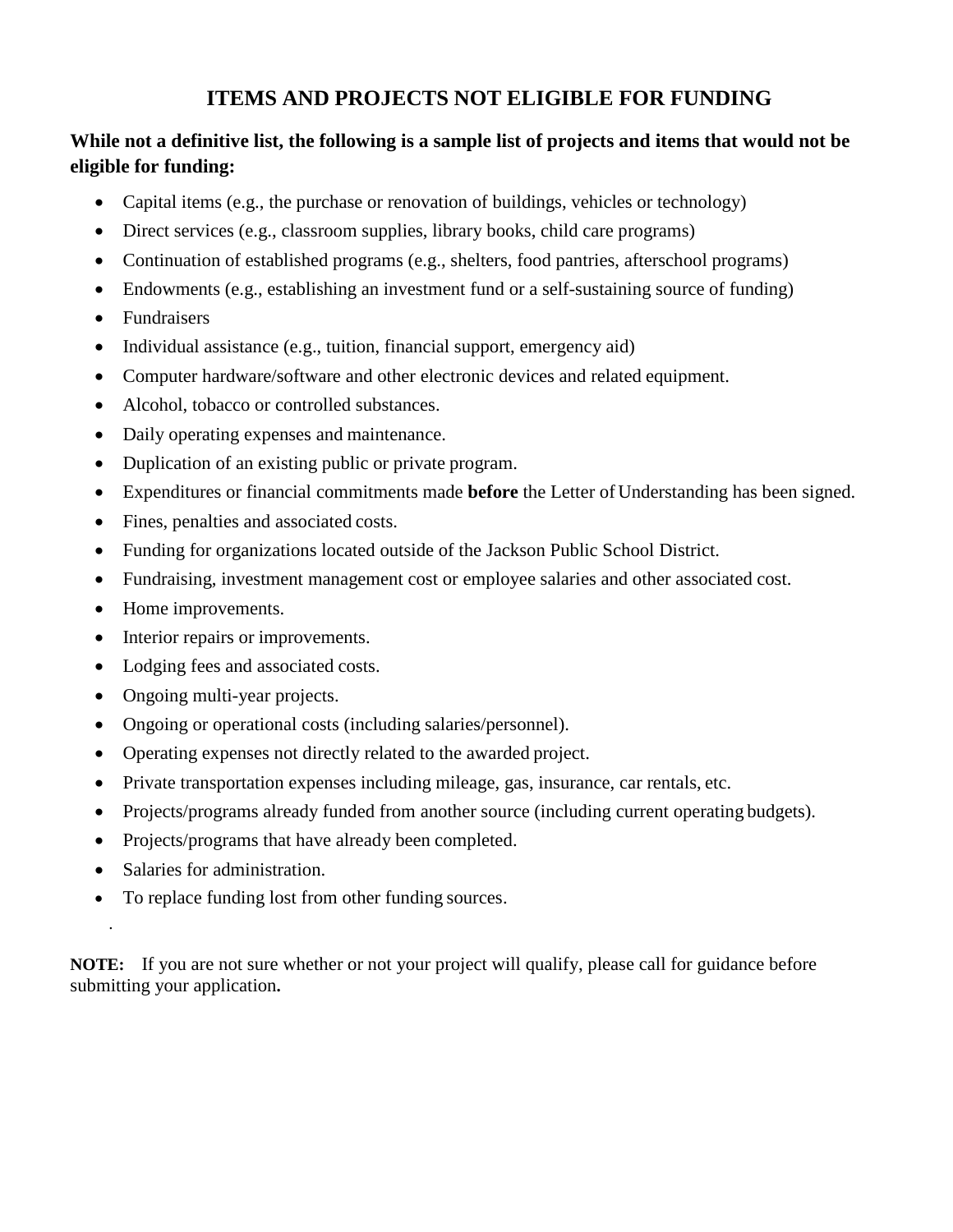# ITEMS AND PROJECTS NOT ELIGIBLE FOR FUNDING

**While not a definitive list, the following is a sample list of projects and items that would not be eligible for funding:**

- Capital items (e.g., the purchase or renovation of buildings, vehicles or technology)
- Direct services (e.g., classroom supplies, library books, child care programs)
- Continuation of established programs (e.g., shelters, food pantries, afterschool programs)
- Endowments (e.g., establishing an investment fund or a self-sustaining source of funding)
- Fundraisers
- Individual assistance (e.g., tuition, financial support, emergency aid)
- Computer hardware/software and other electronic devices and related equipment.
- Alcohol, tobacco or controlled substances.
- Daily operating expenses and maintenance.
- Duplication of an existing public or private program.
- Expenditures or financial commitments made **before** the Letter of Understanding has been signed.
- Fines, penalties and associated costs.
- Funding for organizations located outside of the Jackson Public School District.
- Fundraising, investment management cost or employee salaries and other associated cost.
- Home improvements.
- Interior repairs or improvements.
- Lodging fees and associated costs.
- Ongoing multi-year projects.
- Ongoing or operational costs (including salaries/personnel).
- Operating expenses not directly related to the awarded project.
- Private transportation expenses including mileage, gas, insurance, car rentals, etc.
- Projects/programs already funded from another source (including current operating budgets).
- Projects/programs that have already been completed.
- Salaries for administration.
- To replace funding lost from other funding sources.

**NOTE:** If you are not sure whether or not your project will qualify, please call for guidance before submitting your application**.**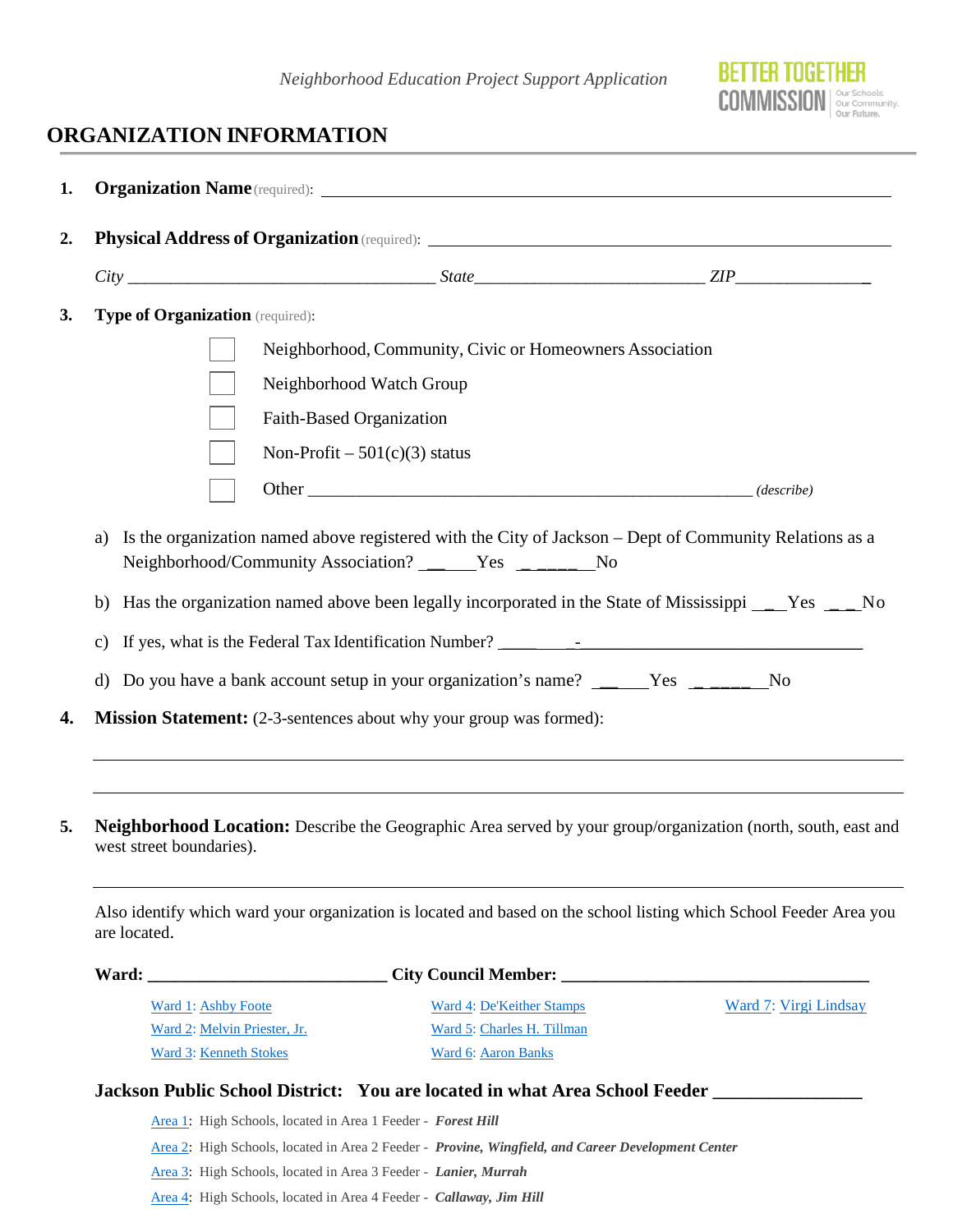## ORGANIZATION INFORMATION

1. **Organization Name** (required): ___________________________________________

2. **Physical Address of Organization** (required): ___________________________________________

   *City* ___________________________ *State* ___________________________ *ZIP* _______________

3. **Type of Organization** (required):

   - ☐ Neighborhood, Community, Civic or Homeowners Association
   - ☐ Neighborhood Watch Group
   - ☐ Faith-Based Organization
   - ☐ Non-Profit – 501(c)(3) status
   - ☐ Other _______________________________________________ *(describe)*

   a) Is the organization named above registered with the City of Jackson – Dept of Community Relations as a Neighborhood/Community Association? _______Yes _________No

   b) Has the organization named above been legally incorporated in the State of Mississippi ____Yes ____No

   c) If yes, what is the Federal Tax Identification Number? __________-________________________________

   d) Do you have a bank account setup in your organization's name? _______Yes _________No

4. **Mission Statement:** (2-3-sentences about why your group was formed):

   ___________________________________________________________________________

   ___________________________________________________________________________

5. **Neighborhood Location:** Describe the Geographic Area served by your group/organization (north, south, east and west street boundaries).

   ___________________________________________________________________________

   Also identify which ward your organization is located and based on the school listing which School Feeder Area you are located.

   **Ward:** ___________________________ **City Council Member:** ___________________________________

   - Ward 1: Ashby Foote
   - Ward 2: Melvin Priester, Jr.
   - Ward 3: Kenneth Stokes
   - Ward 4: De'Keither Stamps
   - Ward 5: Charles H. Tillman
   - Ward 6: Aaron Banks
   - Ward 7: Virgi Lindsay

   **Jackson Public School District: You are located in what Area School Feeder** ________________

   - Area 1: High Schools, located in Area 1 Feeder - ***Forest Hill***
   - Area 2: High Schools, located in Area 2 Feeder - ***Provine, Wingfield, and Career Development Center***
   - Area 3: High Schools, located in Area 3 Feeder - ***Lanier, Murrah***
   - Area 4: High Schools, located in Area 4 Feeder - ***Callaway, Jim Hill***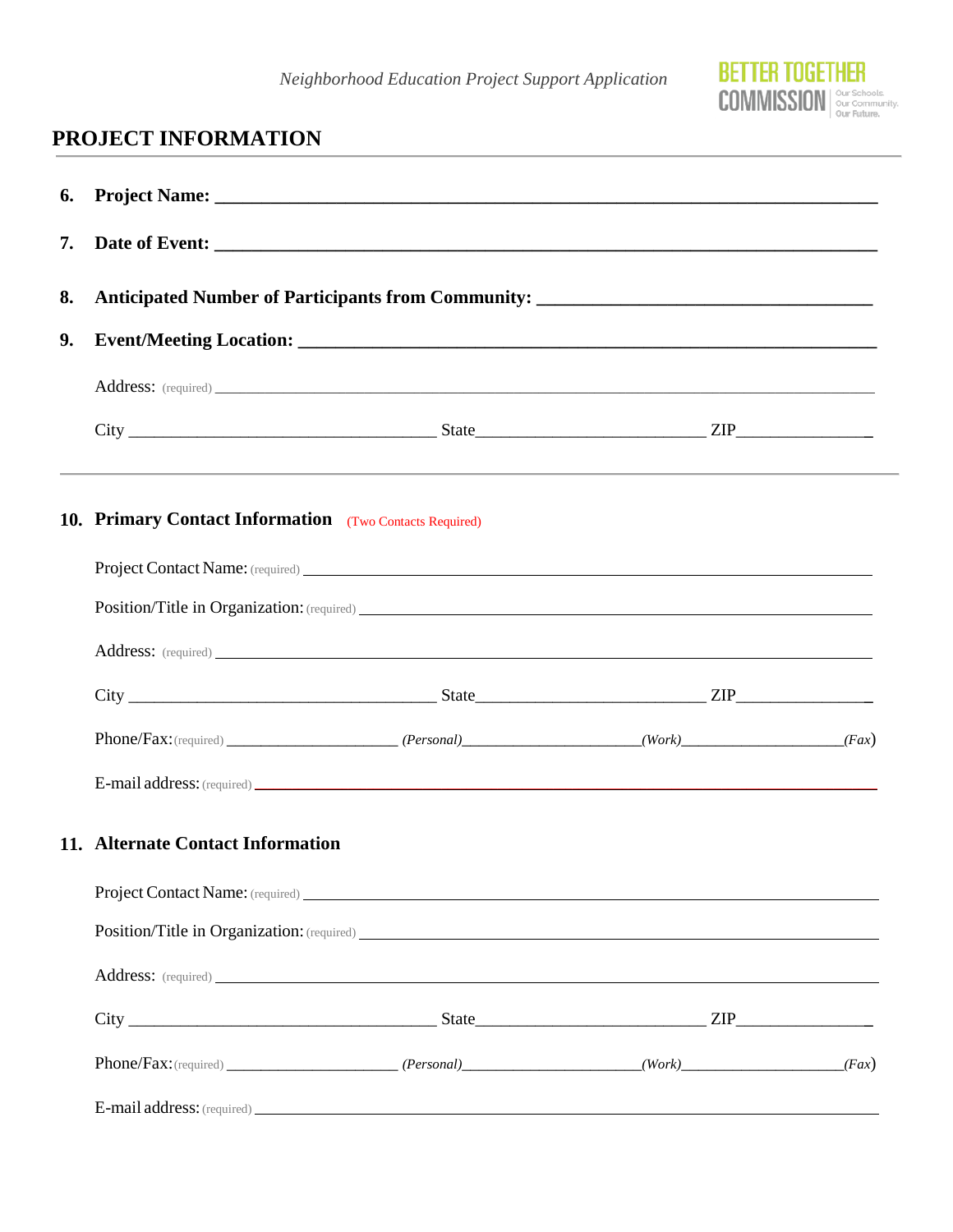## PROJECT INFORMATION

6. **Project Name:** ______________________________________________________________________

7. **Date of Event:** ______________________________________________________________________

8. **Anticipated Number of Participants from Community:** ___________________________________

9. **Event/Meeting Location:** ______________________________________________________________

   Address: (required) ______________________________________________________________________

   City _________________________________ State__________________________ ZIP_______________

10. **Primary Contact Information** (Two Contacts Required)

    Project Contact Name: (required) __________________________________________________________

    Position/Title in Organization: (required) __________________________________________________

    Address: (required) ______________________________________________________________________

    City _________________________________ State__________________________ ZIP_______________

    Phone/Fax: (required) ____________________ *(Personal)*____________________*(Work)*____________________*(Fax)*

    E-mail address: (required) __________________________________________________________________

11. **Alternate Contact Information**

    Project Contact Name: (required) __________________________________________________________

    Position/Title in Organization: (required) __________________________________________________

    Address: (required) ______________________________________________________________________

    City _________________________________ State__________________________ ZIP_______________

    Phone/Fax: (required) ____________________ *(Personal)*____________________*(Work)*____________________*(Fax)*

    E-mail address: (required) __________________________________________________________________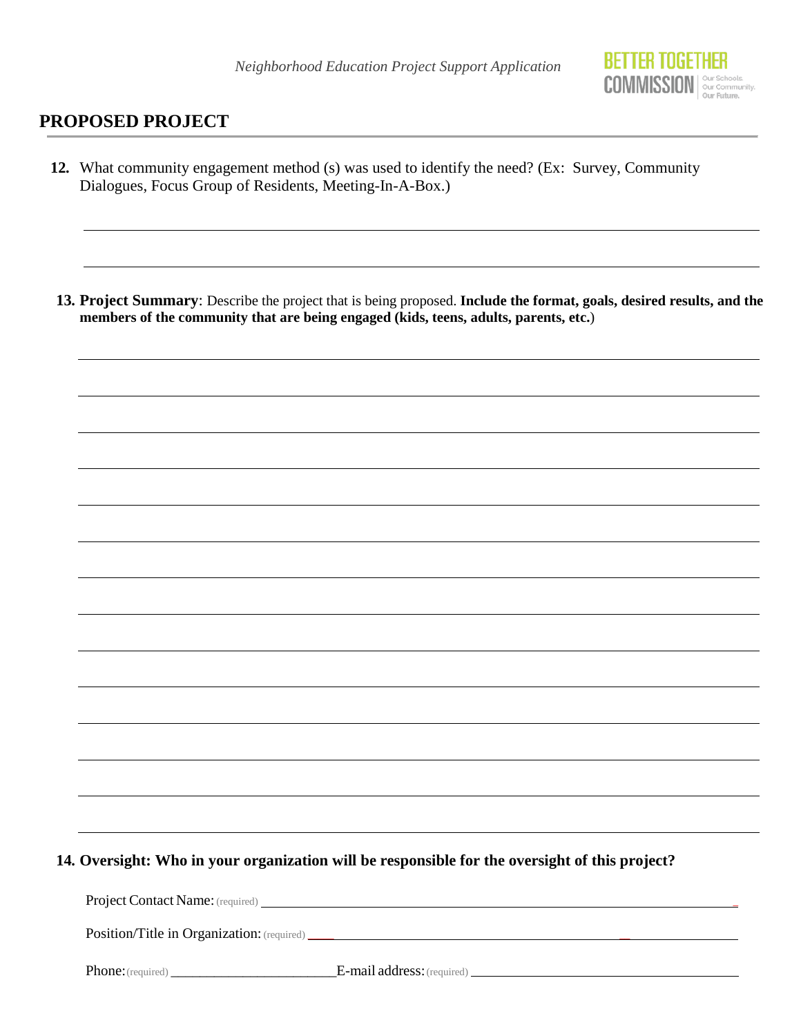## PROPOSED PROJECT

**12.** What community engagement method (s) was used to identify the need? (Ex: Survey, Community Dialogues, Focus Group of Residents, Meeting-In-A-Box.)

______________________________________________________________________________

______________________________________________________________________________

**13. Project Summary**: Describe the project that is being proposed. **Include the format, goals, desired results, and the members of the community that are being engaged (kids, teens, adults, parents, etc.**)

______________________________________________________________________________

______________________________________________________________________________

______________________________________________________________________________

______________________________________________________________________________

______________________________________________________________________________

______________________________________________________________________________

______________________________________________________________________________

______________________________________________________________________________

______________________________________________________________________________

______________________________________________________________________________

______________________________________________________________________________

______________________________________________________________________________

______________________________________________________________________________

**14. Oversight: Who in your organization will be responsible for the oversight of this project?**

Project Contact Name: (required) ______________________________________________

Position/Title in Organization: (required) ______________________________________

Phone: (required) ________________________ E-mail address: (required) ________________________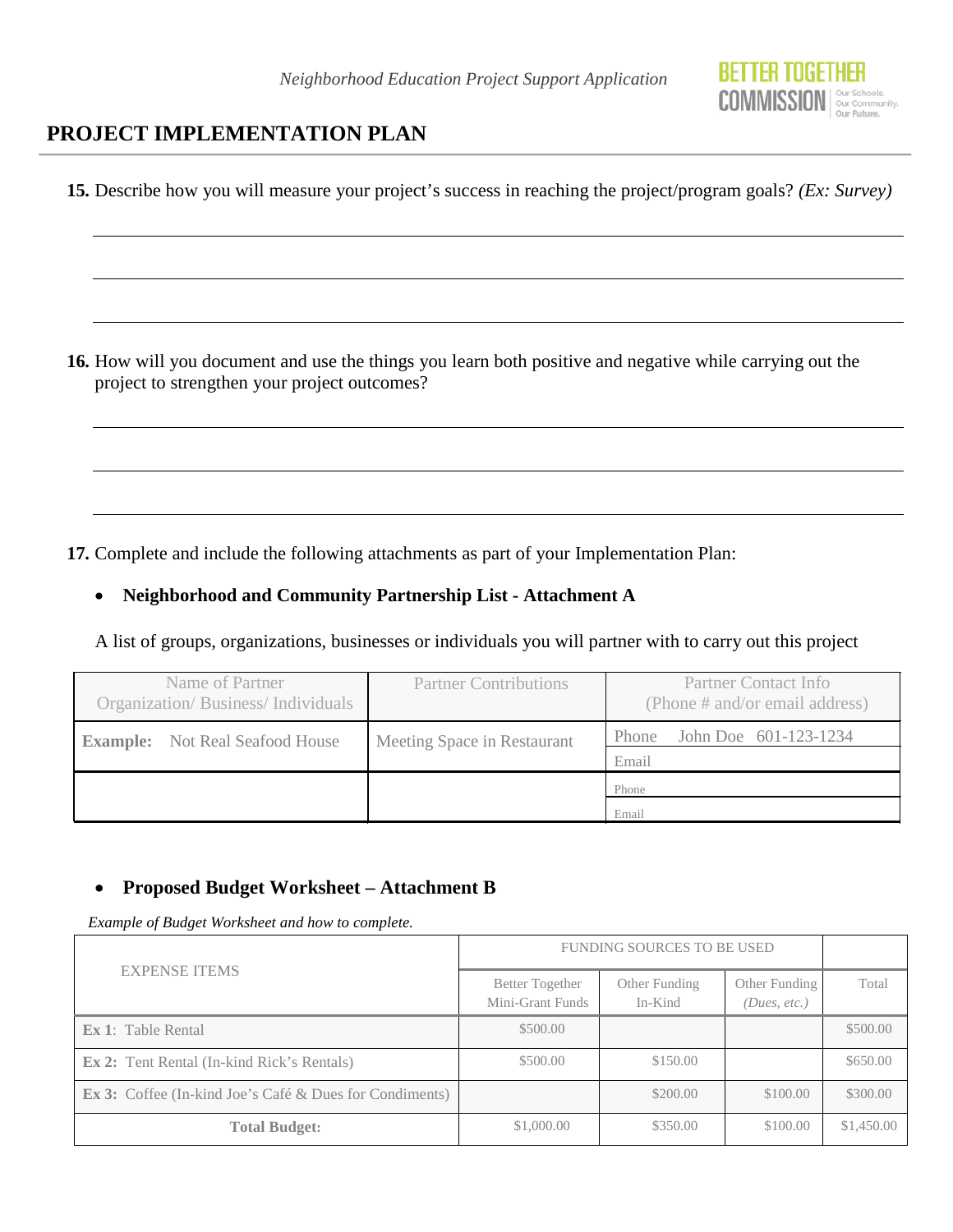# PROJECT IMPLEMENTATION PLAN

**15.** Describe how you will measure your project's success in reaching the project/program goals? *(Ex: Survey)*

______________________________________________________________________

______________________________________________________________________

______________________________________________________________________

**16.** How will you document and use the things you learn both positive and negative while carrying out the project to strengthen your project outcomes?

______________________________________________________________________

______________________________________________________________________

______________________________________________________________________

**17.** Complete and include the following attachments as part of your Implementation Plan:

- **Neighborhood and Community Partnership List - Attachment A**

A list of groups, organizations, businesses or individuals you will partner with to carry out this project

| Name of Partner Organization/ Business/ Individuals | Partner Contributions | Partner Contact Info (Phone # and/or email address) |
|---|---|---|
| **Example:** Not Real Seafood House | Meeting Space in Restaurant | Phone John Doe 601-123-1234 |
| | | Email |
| | | Phone |
| | | Email |

- **Proposed Budget Worksheet – Attachment B**

*Example of Budget Worksheet and how to complete.*

| EXPENSE ITEMS | FUNDING SOURCES TO BE USED | | | |
|---|---|---|---|---|
| | Better Together Mini-Grant Funds | Other Funding In-Kind | Other Funding *(Dues, etc.)* | Total |
| **Ex 1**: Table Rental | $500.00 | | | $500.00 |
| **Ex 2:** Tent Rental (In-kind Rick's Rentals) | $500.00 | $150.00 | | $650.00 |
| **Ex 3:** Coffee (In-kind Joe's Café & Dues for Condiments) | | $200.00 | $100.00 | $300.00 |
| **Total Budget:** | $1,000.00 | $350.00 | $100.00 | $1,450.00 |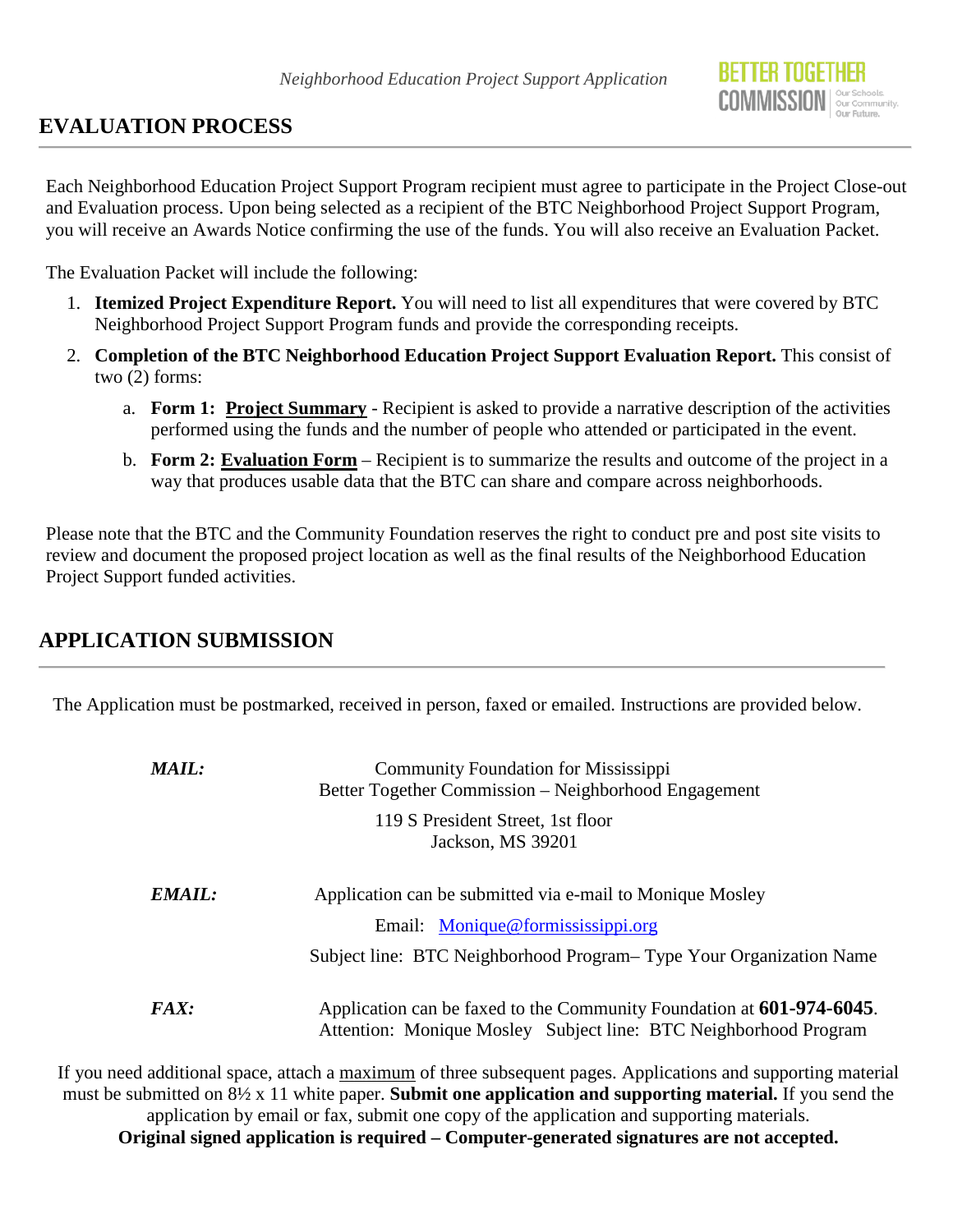## EVALUATION PROCESS

Each Neighborhood Education Project Support Program recipient must agree to participate in the Project Close-out and Evaluation process. Upon being selected as a recipient of the BTC Neighborhood Project Support Program, you will receive an Awards Notice confirming the use of the funds. You will also receive an Evaluation Packet.

The Evaluation Packet will include the following:

1. **Itemized Project Expenditure Report.** You will need to list all expenditures that were covered by BTC Neighborhood Project Support Program funds and provide the corresponding receipts.
2. **Completion of the BTC Neighborhood Education Project Support Evaluation Report.** This consist of two (2) forms:
   a. **Form 1: Project Summary** - Recipient is asked to provide a narrative description of the activities performed using the funds and the number of people who attended or participated in the event.
   b. **Form 2: Evaluation Form** – Recipient is to summarize the results and outcome of the project in a way that produces usable data that the BTC can share and compare across neighborhoods.

Please note that the BTC and the Community Foundation reserves the right to conduct pre and post site visits to review and document the proposed project location as well as the final results of the Neighborhood Education Project Support funded activities.

## APPLICATION SUBMISSION

The Application must be postmarked, received in person, faxed or emailed. Instructions are provided below.

***MAIL:***

Community Foundation for Mississippi
Better Together Commission – Neighborhood Engagement
119 S President Street, 1st floor
Jackson, MS 39201

***EMAIL:***

Application can be submitted via e-mail to Monique Mosley
Email: Monique@formississippi.org
Subject line: BTC Neighborhood Program– Type Your Organization Name

***FAX:***

Application can be faxed to the Community Foundation at **601-974-6045**.
Attention: Monique Mosley Subject line: BTC Neighborhood Program

If you need additional space, attach a maximum of three subsequent pages. Applications and supporting material must be submitted on 8½ x 11 white paper. **Submit one application and supporting material.** If you send the application by email or fax, submit one copy of the application and supporting materials.
**Original signed application is required – Computer-generated signatures are not accepted.**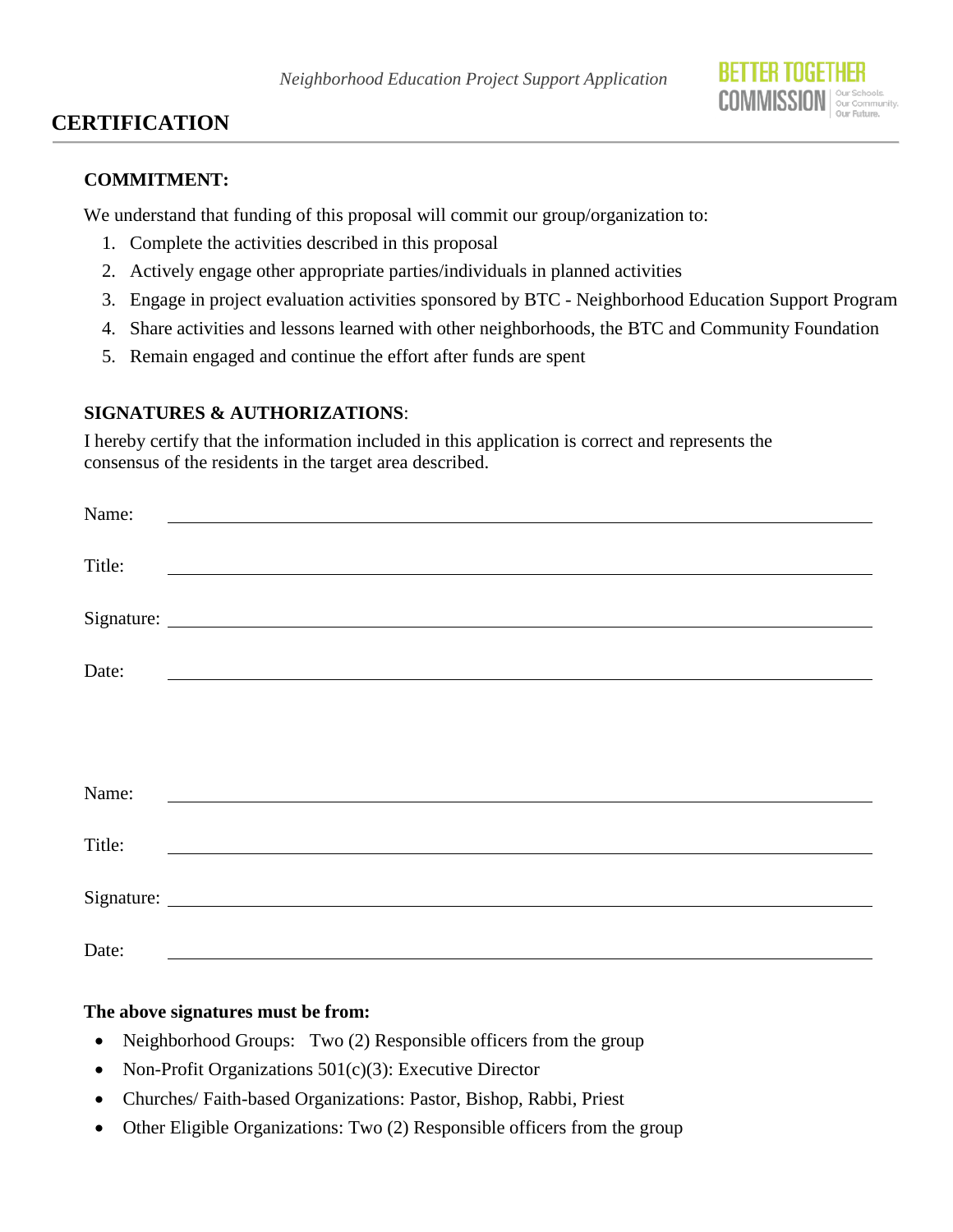## CERTIFICATION

**COMMITMENT:**

We understand that funding of this proposal will commit our group/organization to:

1. Complete the activities described in this proposal
2. Actively engage other appropriate parties/individuals in planned activities
3. Engage in project evaluation activities sponsored by BTC - Neighborhood Education Support Program
4. Share activities and lessons learned with other neighborhoods, the BTC and Community Foundation
5. Remain engaged and continue the effort after funds are spent

**SIGNATURES & AUTHORIZATIONS**:

I hereby certify that the information included in this application is correct and represents the consensus of the residents in the target area described.

Name: ______________________________

Title: ______________________________

Signature: ______________________________

Date: ______________________________

Name: ______________________________

Title: ______________________________

Signature: ______________________________

Date: ______________________________

**The above signatures must be from:**

- Neighborhood Groups: Two (2) Responsible officers from the group
- Non-Profit Organizations 501(c)(3): Executive Director
- Churches/ Faith-based Organizations: Pastor, Bishop, Rabbi, Priest
- Other Eligible Organizations: Two (2) Responsible officers from the group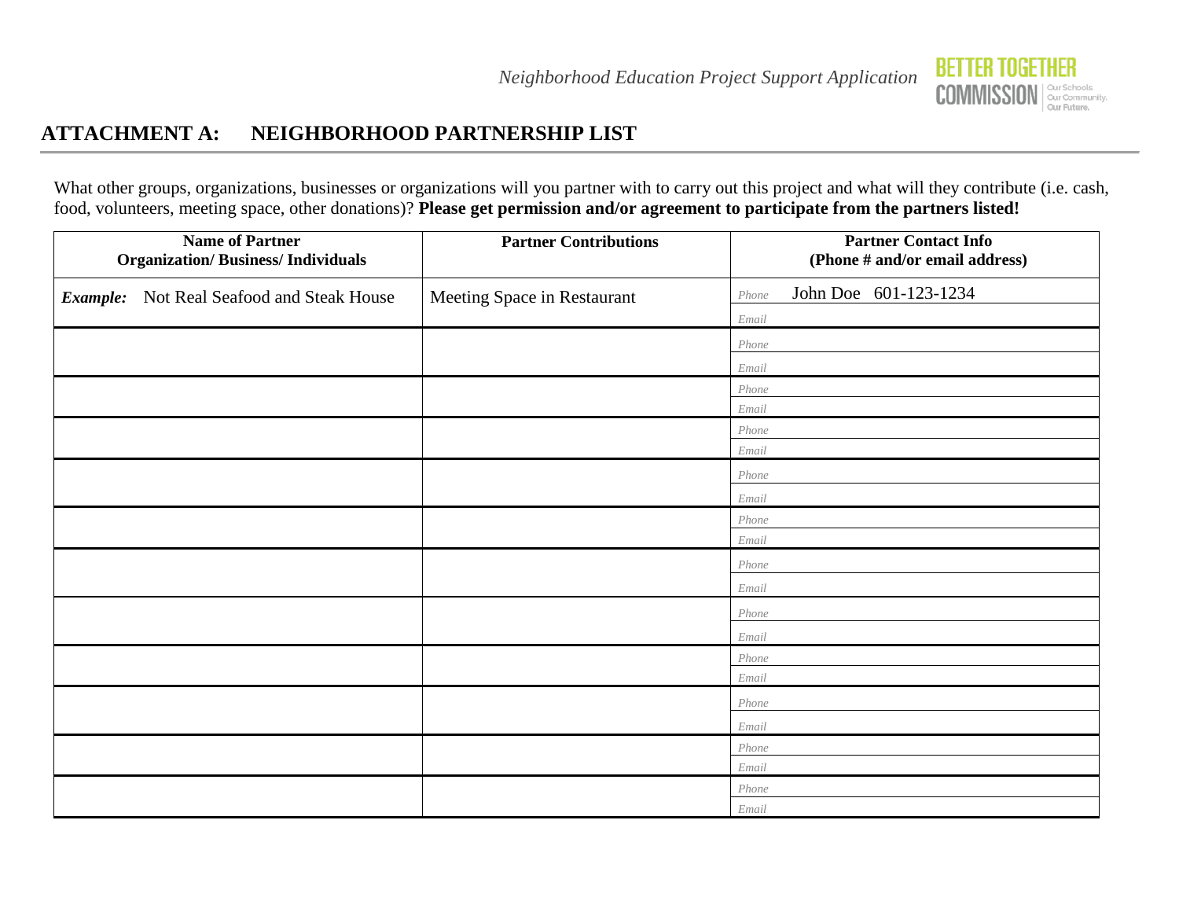## ATTACHMENT A: NEIGHBORHOOD PARTNERSHIP LIST

What other groups, organizations, businesses or organizations will you partner with to carry out this project and what will they contribute (i.e. cash, food, volunteers, meeting space, other donations)? **Please get permission and/or agreement to participate from the partners listed!**

| Name of Partner<br>Organization/ Business/ Individuals | Partner Contributions | Partner Contact Info<br>(Phone # and/or email address) |
|---|---|---|
| ***Example:*** Not Real Seafood and Steak House | Meeting Space in Restaurant | *Phone* John Doe 601-123-1234<br>*Email* |
| | | *Phone*<br>*Email* |
| | | *Phone*<br>*Email* |
| | | *Phone*<br>*Email* |
| | | *Phone*<br>*Email* |
| | | *Phone*<br>*Email* |
| | | *Phone*<br>*Email* |
| | | *Phone*<br>*Email* |
| | | *Phone*<br>*Email* |
| | | *Phone*<br>*Email* |
| | | *Phone*<br>*Email* |
| | | *Phone*<br>*Email* |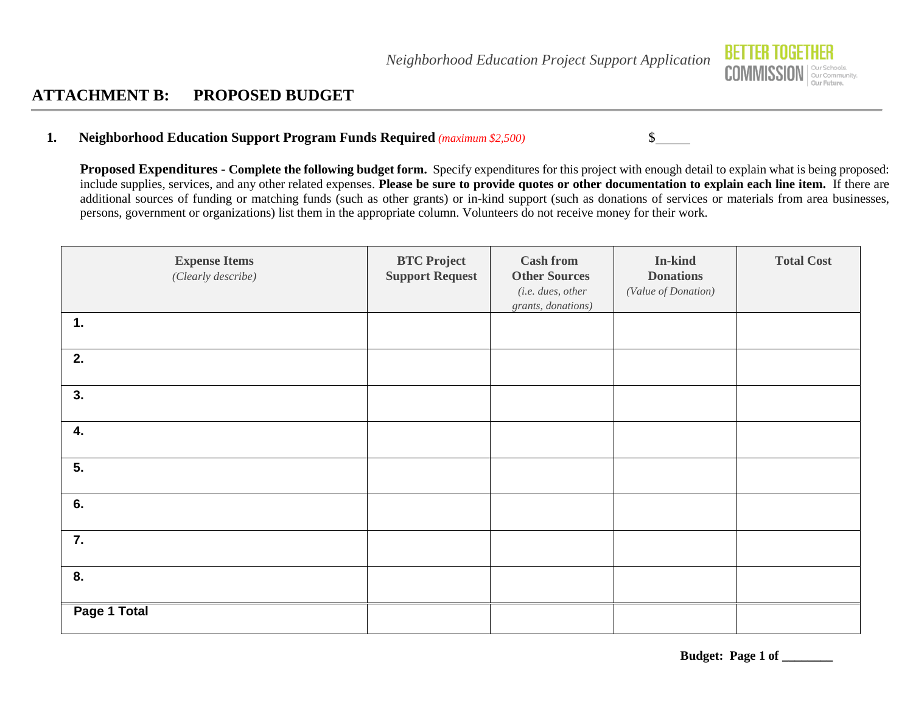## ATTACHMENT B: PROPOSED BUDGET

1. **Neighborhood Education Support Program Funds Required** *(maximum $2,500)* $_____

**Proposed Expenditures - Complete the following budget form.** Specify expenditures for this project with enough detail to explain what is being proposed: include supplies, services, and any other related expenses. **Please be sure to provide quotes or other documentation to explain each line item.** If there are additional sources of funding or matching funds (such as other grants) or in-kind support (such as donations of services or materials from area businesses, persons, government or organizations) list them in the appropriate column. Volunteers do not receive money for their work.

| **Expense Items** *(Clearly describe)* | **BTC Project Support Request** | **Cash from Other Sources** *(i.e. dues, other grants, donations)* | **In-kind Donations** *(Value of Donation)* | **Total Cost** |
|---|---|---|---|---|
| **1.** | | | | |
| **2.** | | | | |
| **3.** | | | | |
| **4.** | | | | |
| **5.** | | | | |
| **6.** | | | | |
| **7.** | | | | |
| **8.** | | | | |
| **Page 1 Total** | | | | |

**Budget: Page 1 of ________**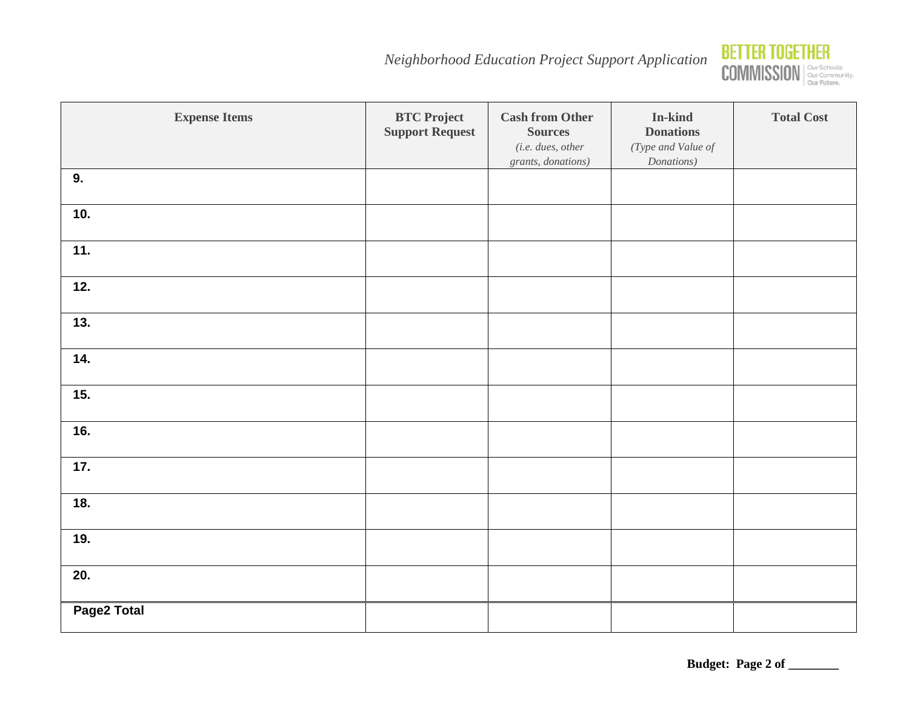| Expense Items | BTC Project Support Request | Cash from Other Sources *(i.e. dues, other grants, donations)* | In-kind Donations *(Type and Value of Donations)* | Total Cost |
|---|---|---|---|---|
| **9.** | | | | |
| **10.** | | | | |
| **11.** | | | | |
| **12.** | | | | |
| **13.** | | | | |
| **14.** | | | | |
| **15.** | | | | |
| **16.** | | | | |
| **17.** | | | | |
| **18.** | | | | |
| **19.** | | | | |
| **20.** | | | | |
| **Page2 Total** | | | | |

**Budget: Page 2 of ________**